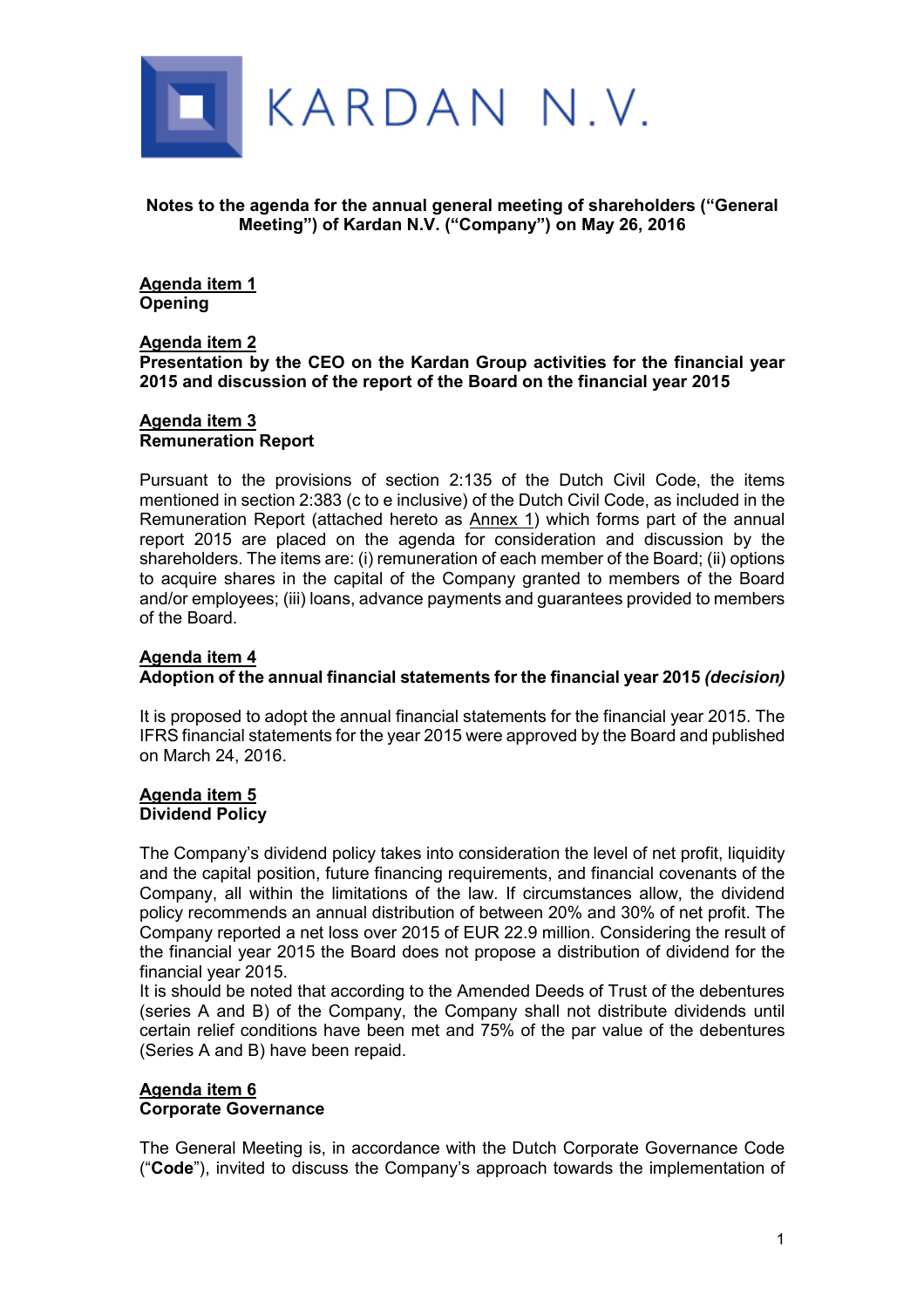KARDAN N.V.

**Notes to the agenda for the annual general meeting of shareholders ("General Meeting") of Kardan N.V. ("Company") on May 26, 2016**

**Agenda item 1**
**Opening**

**Agenda item 2**
**Presentation by the CEO on the Kardan Group activities for the financial year 2015 and discussion of the report of the Board on the financial year 2015**

**Agenda item 3**
**Remuneration Report**

Pursuant to the provisions of section 2:135 of the Dutch Civil Code, the items mentioned in section 2:383 (c to e inclusive) of the Dutch Civil Code, as included in the Remuneration Report (attached hereto as Annex 1) which forms part of the annual report 2015 are placed on the agenda for consideration and discussion by the shareholders. The items are: (i) remuneration of each member of the Board; (ii) options to acquire shares in the capital of the Company granted to members of the Board and/or employees; (iii) loans, advance payments and guarantees provided to members of the Board.

**Agenda item 4**
**Adoption of the annual financial statements for the financial year 2015 *(decision)***

It is proposed to adopt the annual financial statements for the financial year 2015. The IFRS financial statements for the year 2015 were approved by the Board and published on March 24, 2016.

**Agenda item 5**
**Dividend Policy**

The Company's dividend policy takes into consideration the level of net profit, liquidity and the capital position, future financing requirements, and financial covenants of the Company, all within the limitations of the law. If circumstances allow, the dividend policy recommends an annual distribution of between 20% and 30% of net profit. The Company reported a net loss over 2015 of EUR 22.9 million. Considering the result of the financial year 2015 the Board does not propose a distribution of dividend for the financial year 2015.
It is should be noted that according to the Amended Deeds of Trust of the debentures (series A and B) of the Company, the Company shall not distribute dividends until certain relief conditions have been met and 75% of the par value of the debentures (Series A and B) have been repaid.

**Agenda item 6**
**Corporate Governance**

The General Meeting is, in accordance with the Dutch Corporate Governance Code ("**Code**"), invited to discuss the Company's approach towards the implementation of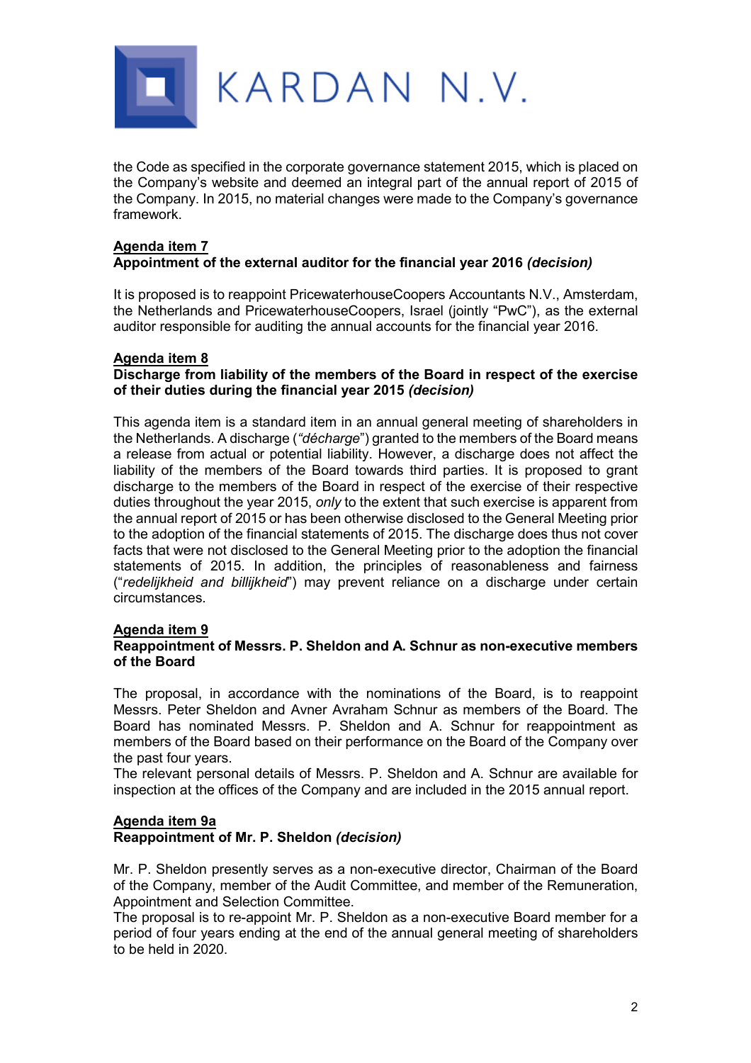the Code as specified in the corporate governance statement 2015, which is placed on the Company's website and deemed an integral part of the annual report of 2015 of the Company. In 2015, no material changes were made to the Company's governance framework.

**Agenda item 7**
**Appointment of the external auditor for the financial year 2016 *(decision)***

It is proposed is to reappoint PricewaterhouseCoopers Accountants N.V., Amsterdam, the Netherlands and PricewaterhouseCoopers, Israel (jointly "PwC"), as the external auditor responsible for auditing the annual accounts for the financial year 2016.

**Agenda item 8**
**Discharge from liability of the members of the Board in respect of the exercise of their duties during the financial year 2015 *(decision)***

This agenda item is a standard item in an annual general meeting of shareholders in the Netherlands. A discharge (*"décharge"*) granted to the members of the Board means a release from actual or potential liability. However, a discharge does not affect the liability of the members of the Board towards third parties. It is proposed to grant discharge to the members of the Board in respect of the exercise of their respective duties throughout the year 2015, *only* to the extent that such exercise is apparent from the annual report of 2015 or has been otherwise disclosed to the General Meeting prior to the adoption of the financial statements of 2015. The discharge does thus not cover facts that were not disclosed to the General Meeting prior to the adoption the financial statements of 2015. In addition, the principles of reasonableness and fairness ("*redelijkheid and billijkheid*") may prevent reliance on a discharge under certain circumstances.

**Agenda item 9**
**Reappointment of Messrs. P. Sheldon and A. Schnur as non-executive members of the Board**

The proposal, in accordance with the nominations of the Board, is to reappoint Messrs. Peter Sheldon and Avner Avraham Schnur as members of the Board. The Board has nominated Messrs. P. Sheldon and A. Schnur for reappointment as members of the Board based on their performance on the Board of the Company over the past four years.
The relevant personal details of Messrs. P. Sheldon and A. Schnur are available for inspection at the offices of the Company and are included in the 2015 annual report.

**Agenda item 9a**
**Reappointment of Mr. P. Sheldon *(decision)***

Mr. P. Sheldon presently serves as a non-executive director, Chairman of the Board of the Company, member of the Audit Committee, and member of the Remuneration, Appointment and Selection Committee.
The proposal is to re-appoint Mr. P. Sheldon as a non-executive Board member for a period of four years ending at the end of the annual general meeting of shareholders to be held in 2020.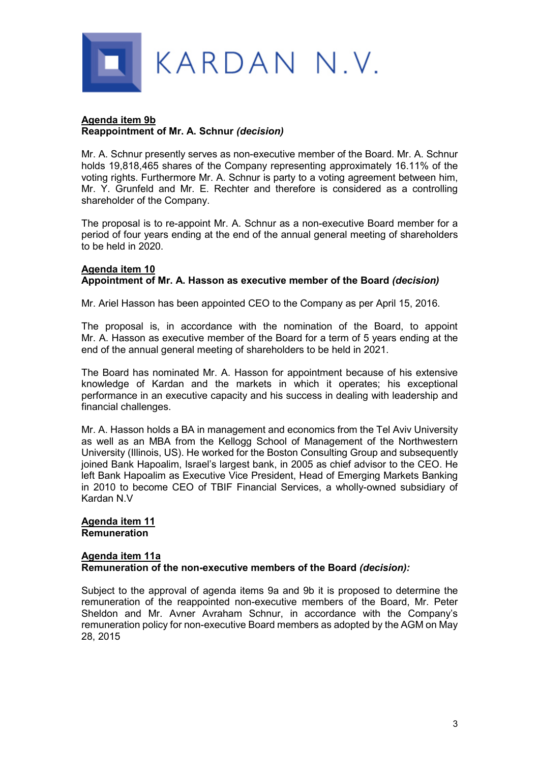KARDAN N.V.

**Agenda item 9b**
**Reappointment of Mr. A. Schnur *(decision)***

Mr. A. Schnur presently serves as non-executive member of the Board. Mr. A. Schnur holds 19,818,465 shares of the Company representing approximately 16.11% of the voting rights. Furthermore Mr. A. Schnur is party to a voting agreement between him, Mr. Y. Grunfeld and Mr. E. Rechter and therefore is considered as a controlling shareholder of the Company.

The proposal is to re-appoint Mr. A. Schnur as a non-executive Board member for a period of four years ending at the end of the annual general meeting of shareholders to be held in 2020.

**Agenda item 10**
**Appointment of Mr. A. Hasson as executive member of the Board *(decision)***

Mr. Ariel Hasson has been appointed CEO to the Company as per April 15, 2016.

The proposal is, in accordance with the nomination of the Board, to appoint Mr. A. Hasson as executive member of the Board for a term of 5 years ending at the end of the annual general meeting of shareholders to be held in 2021.

The Board has nominated Mr. A. Hasson for appointment because of his extensive knowledge of Kardan and the markets in which it operates; his exceptional performance in an executive capacity and his success in dealing with leadership and financial challenges.

Mr. A. Hasson holds a BA in management and economics from the Tel Aviv University as well as an MBA from the Kellogg School of Management of the Northwestern University (Illinois, US). He worked for the Boston Consulting Group and subsequently joined Bank Hapoalim, Israel's largest bank, in 2005 as chief advisor to the CEO. He left Bank Hapoalim as Executive Vice President, Head of Emerging Markets Banking in 2010 to become CEO of TBIF Financial Services, a wholly-owned subsidiary of Kardan N.V

**Agenda item 11**
**Remuneration**

**Agenda item 11a**
**Remuneration of the non-executive members of the Board *(decision):***

Subject to the approval of agenda items 9a and 9b it is proposed to determine the remuneration of the reappointed non-executive members of the Board, Mr. Peter Sheldon and Mr. Avner Avraham Schnur, in accordance with the Company's remuneration policy for non-executive Board members as adopted by the AGM on May 28, 2015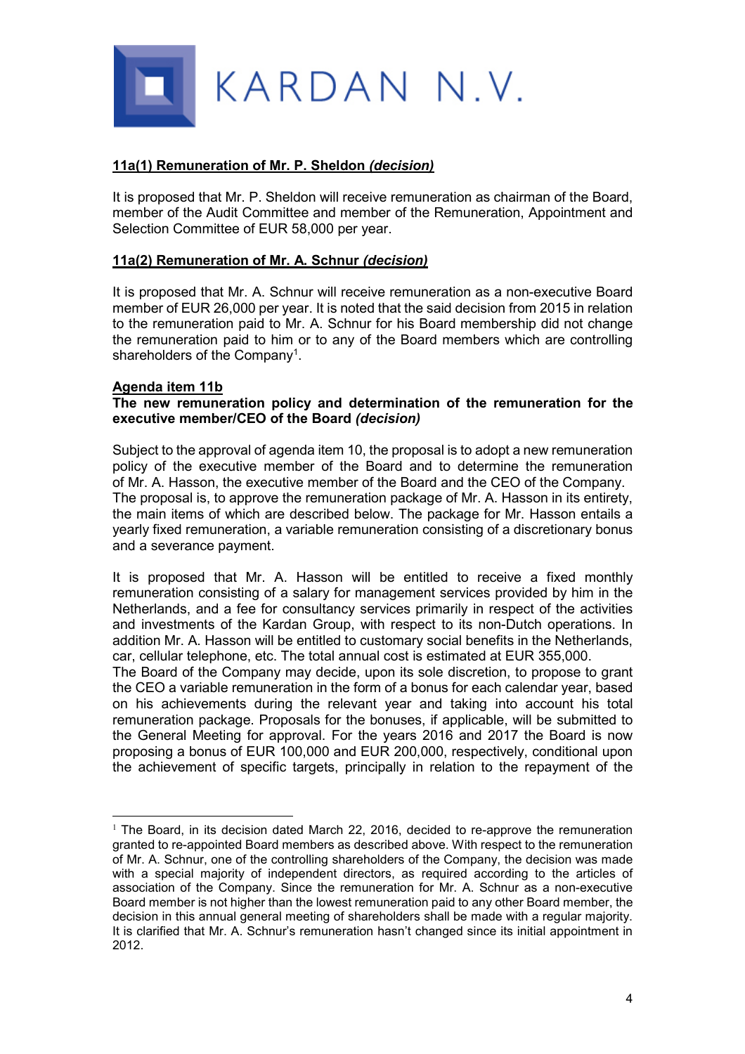KARDAN N.V.

**11a(1) Remuneration of Mr. P. Sheldon *(decision)***

It is proposed that Mr. P. Sheldon will receive remuneration as chairman of the Board, member of the Audit Committee and member of the Remuneration, Appointment and Selection Committee of EUR 58,000 per year.

**11a(2) Remuneration of Mr. A. Schnur *(decision)***

It is proposed that Mr. A. Schnur will receive remuneration as a non-executive Board member of EUR 26,000 per year. It is noted that the said decision from 2015 in relation to the remuneration paid to Mr. A. Schnur for his Board membership did not change the remuneration paid to him or to any of the Board members which are controlling shareholders of the Company[1].

**Agenda item 11b**

**The new remuneration policy and determination of the remuneration for the executive member/CEO of the Board *(decision)***

Subject to the approval of agenda item 10, the proposal is to adopt a new remuneration policy of the executive member of the Board and to determine the remuneration of Mr. A. Hasson, the executive member of the Board and the CEO of the Company. The proposal is, to approve the remuneration package of Mr. A. Hasson in its entirety, the main items of which are described below. The package for Mr. Hasson entails a yearly fixed remuneration, a variable remuneration consisting of a discretionary bonus and a severance payment.

It is proposed that Mr. A. Hasson will be entitled to receive a fixed monthly remuneration consisting of a salary for management services provided by him in the Netherlands, and a fee for consultancy services primarily in respect of the activities and investments of the Kardan Group, with respect to its non-Dutch operations. In addition Mr. A. Hasson will be entitled to customary social benefits in the Netherlands, car, cellular telephone, etc. The total annual cost is estimated at EUR 355,000.
The Board of the Company may decide, upon its sole discretion, to propose to grant the CEO a variable remuneration in the form of a bonus for each calendar year, based on his achievements during the relevant year and taking into account his total remuneration package. Proposals for the bonuses, if applicable, will be submitted to the General Meeting for approval. For the years 2016 and 2017 the Board is now proposing a bonus of EUR 100,000 and EUR 200,000, respectively, conditional upon the achievement of specific targets, principally in relation to the repayment of the

---

[1] The Board, in its decision dated March 22, 2016, decided to re-approve the remuneration granted to re-appointed Board members as described above. With respect to the remuneration of Mr. A. Schnur, one of the controlling shareholders of the Company, the decision was made with a special majority of independent directors, as required according to the articles of association of the Company. Since the remuneration for Mr. A. Schnur as a non-executive Board member is not higher than the lowest remuneration paid to any other Board member, the decision in this annual general meeting of shareholders shall be made with a regular majority. It is clarified that Mr. A. Schnur's remuneration hasn't changed since its initial appointment in 2012.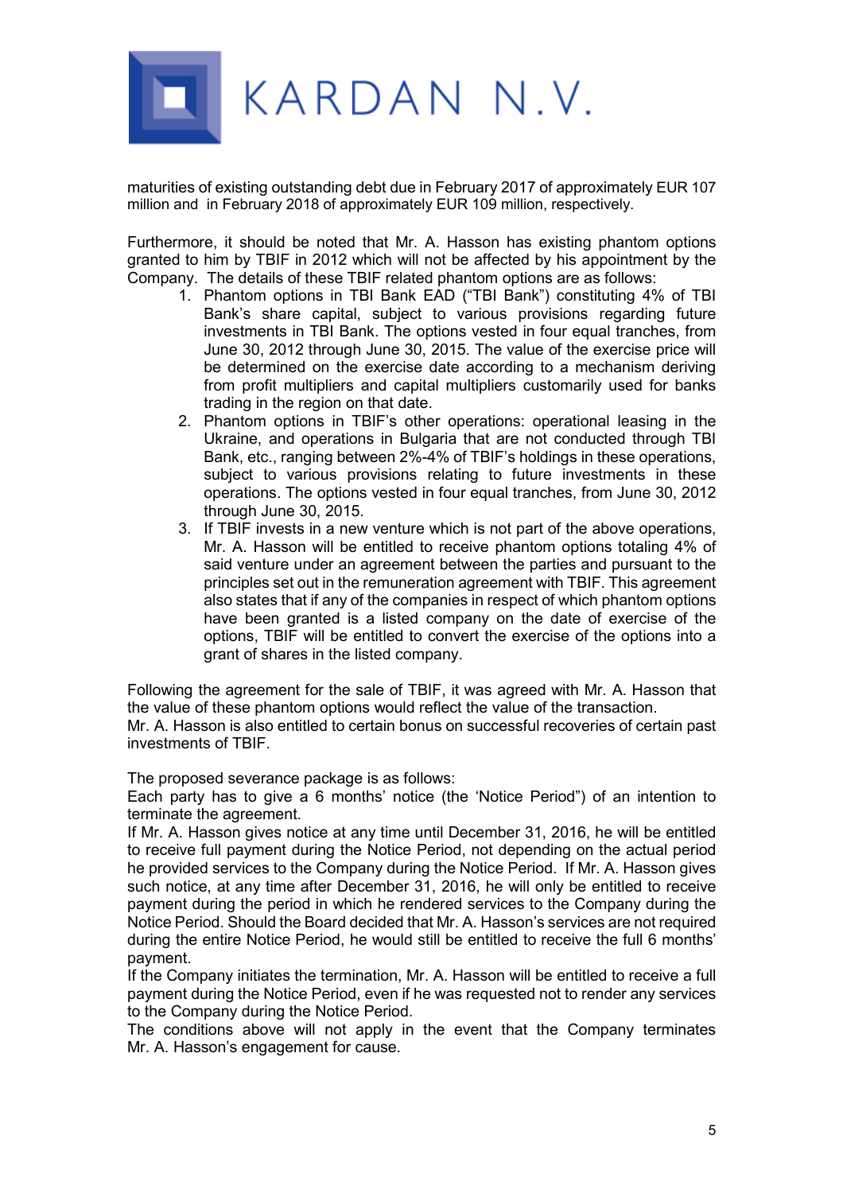maturities of existing outstanding debt due in February 2017 of approximately EUR 107 million and in February 2018 of approximately EUR 109 million, respectively.

Furthermore, it should be noted that Mr. A. Hasson has existing phantom options granted to him by TBIF in 2012 which will not be affected by his appointment by the Company. The details of these TBIF related phantom options are as follows:

1. Phantom options in TBI Bank EAD ("TBI Bank") constituting 4% of TBI Bank's share capital, subject to various provisions regarding future investments in TBI Bank. The options vested in four equal tranches, from June 30, 2012 through June 30, 2015. The value of the exercise price will be determined on the exercise date according to a mechanism deriving from profit multipliers and capital multipliers customarily used for banks trading in the region on that date.
2. Phantom options in TBIF's other operations: operational leasing in the Ukraine, and operations in Bulgaria that are not conducted through TBI Bank, etc., ranging between 2%-4% of TBIF's holdings in these operations, subject to various provisions relating to future investments in these operations. The options vested in four equal tranches, from June 30, 2012 through June 30, 2015.
3. If TBIF invests in a new venture which is not part of the above operations, Mr. A. Hasson will be entitled to receive phantom options totaling 4% of said venture under an agreement between the parties and pursuant to the principles set out in the remuneration agreement with TBIF. This agreement also states that if any of the companies in respect of which phantom options have been granted is a listed company on the date of exercise of the options, TBIF will be entitled to convert the exercise of the options into a grant of shares in the listed company.

Following the agreement for the sale of TBIF, it was agreed with Mr. A. Hasson that the value of these phantom options would reflect the value of the transaction.
Mr. A. Hasson is also entitled to certain bonus on successful recoveries of certain past investments of TBIF.

The proposed severance package is as follows:
Each party has to give a 6 months' notice (the 'Notice Period") of an intention to terminate the agreement.
If Mr. A. Hasson gives notice at any time until December 31, 2016, he will be entitled to receive full payment during the Notice Period, not depending on the actual period he provided services to the Company during the Notice Period. If Mr. A. Hasson gives such notice, at any time after December 31, 2016, he will only be entitled to receive payment during the period in which he rendered services to the Company during the Notice Period. Should the Board decided that Mr. A. Hasson's services are not required during the entire Notice Period, he would still be entitled to receive the full 6 months' payment.
If the Company initiates the termination, Mr. A. Hasson will be entitled to receive a full payment during the Notice Period, even if he was requested not to render any services to the Company during the Notice Period.
The conditions above will not apply in the event that the Company terminates Mr. A. Hasson's engagement for cause.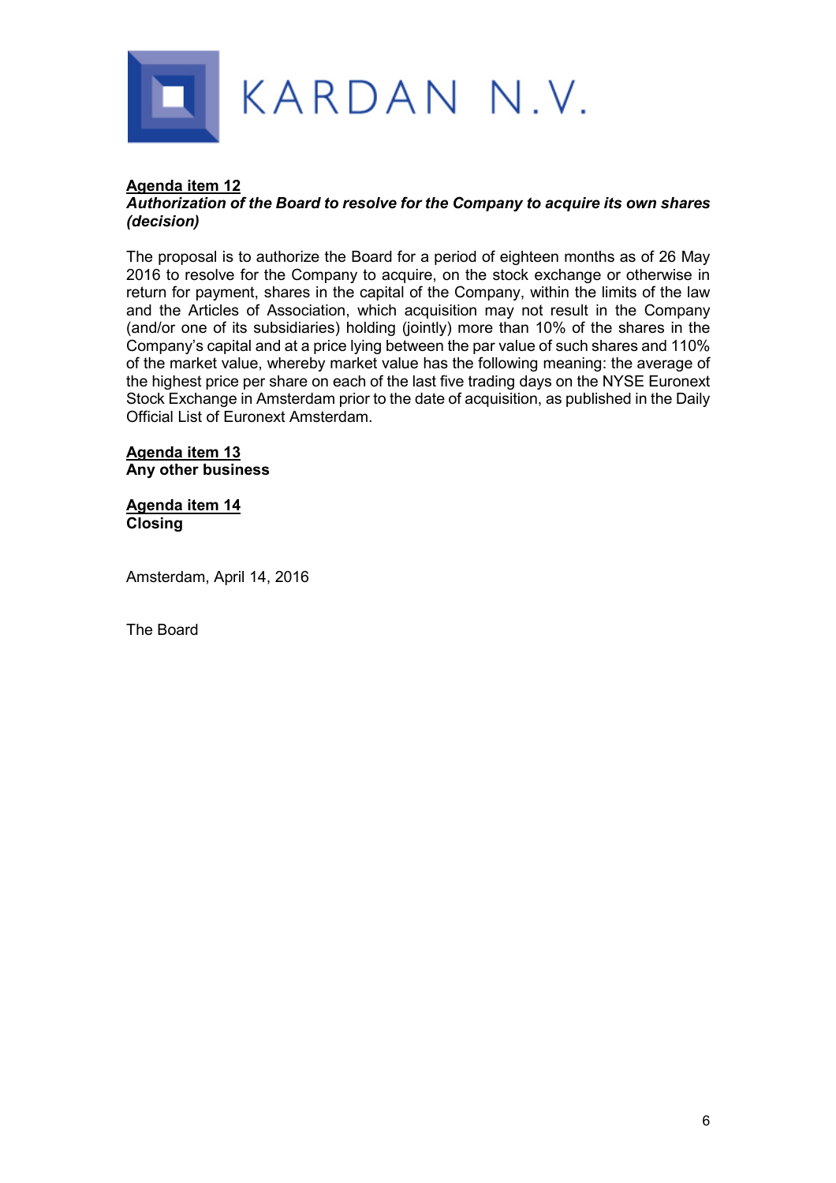KARDAN N.V.

**Agenda item 12**
***Authorization of the Board to resolve for the Company to acquire its own shares (decision)***

The proposal is to authorize the Board for a period of eighteen months as of 26 May 2016 to resolve for the Company to acquire, on the stock exchange or otherwise in return for payment, shares in the capital of the Company, within the limits of the law and the Articles of Association, which acquisition may not result in the Company (and/or one of its subsidiaries) holding (jointly) more than 10% of the shares in the Company's capital and at a price lying between the par value of such shares and 110% of the market value, whereby market value has the following meaning: the average of the highest price per share on each of the last five trading days on the NYSE Euronext Stock Exchange in Amsterdam prior to the date of acquisition, as published in the Daily Official List of Euronext Amsterdam.

**Agenda item 13**
**Any other business**

**Agenda item 14**
**Closing**

Amsterdam, April 14, 2016

The Board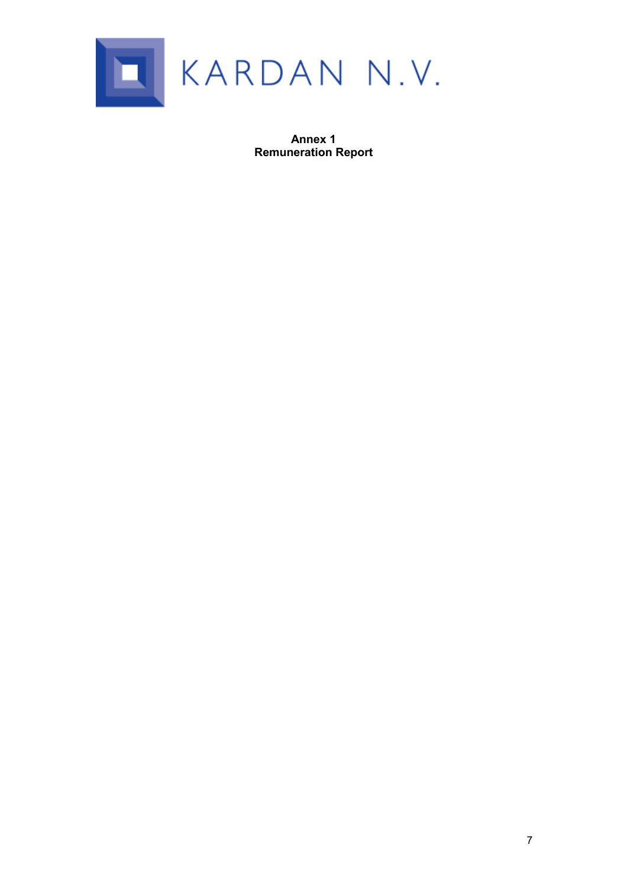KARDAN N.V.

**Annex 1**
**Remuneration Report**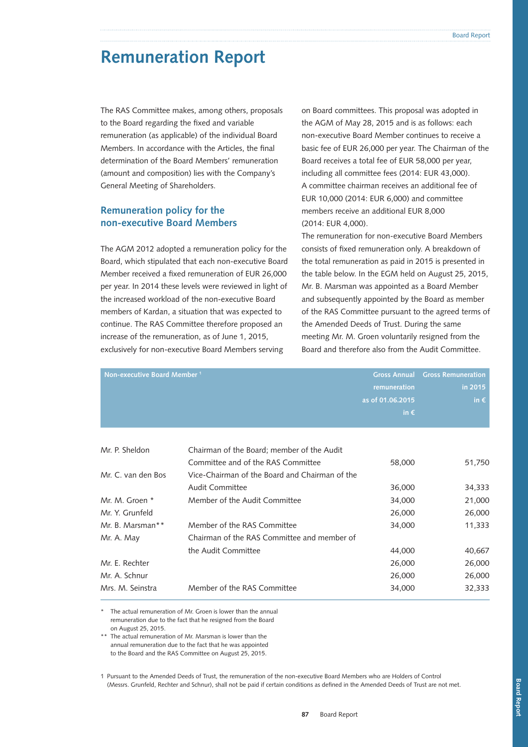# Remuneration Report

The RAS Committee makes, among others, proposals to the Board regarding the fixed and variable remuneration (as applicable) of the individual Board Members. In accordance with the Articles, the final determination of the Board Members' remuneration (amount and composition) lies with the Company's General Meeting of Shareholders.

## Remuneration policy for the non-executive Board Members

The AGM 2012 adopted a remuneration policy for the Board, which stipulated that each non-executive Board Member received a fixed remuneration of EUR 26,000 per year. In 2014 these levels were reviewed in light of the increased workload of the non-executive Board members of Kardan, a situation that was expected to continue. The RAS Committee therefore proposed an increase of the remuneration, as of June 1, 2015, exclusively for non-executive Board Members serving on Board committees. This proposal was adopted in the AGM of May 28, 2015 and is as follows: each non-executive Board Member continues to receive a basic fee of EUR 26,000 per year. The Chairman of the Board receives a total fee of EUR 58,000 per year, including all committee fees (2014: EUR 43,000). A committee chairman receives an additional fee of EUR 10,000 (2014: EUR 6,000) and committee members receive an additional EUR 8,000 (2014: EUR 4,000).

The remuneration for non-executive Board Members consists of fixed remuneration only. A breakdown of the total remuneration as paid in 2015 is presented in the table below. In the EGM held on August 25, 2015, Mr. B. Marsman was appointed as a Board Member and subsequently appointed by the Board as member of the RAS Committee pursuant to the agreed terms of the Amended Deeds of Trust. During the same meeting Mr. M. Groen voluntarily resigned from the Board and therefore also from the Audit Committee.

| Non-executive Board Member [1] | | Gross Annual remuneration as of 01.06.2015 in € | Gross Remuneration in 2015 in € |
|---|---|---|---|
| Mr. P. Sheldon | Chairman of the Board; member of the Audit Committee and of the RAS Committee | 58,000 | 51,750 |
| Mr. C. van den Bos | Vice-Chairman of the Board and Chairman of the Audit Committee | 36,000 | 34,333 |
| Mr. M. Groen * | Member of the Audit Committee | 34,000 | 21,000 |
| Mr. Y. Grunfeld | | 26,000 | 26,000 |
| Mr. B. Marsman** | Member of the RAS Committee | 34,000 | 11,333 |
| Mr. A. May | Chairman of the RAS Committee and member of the Audit Committee | 44,000 | 40,667 |
| Mr. E. Rechter | | 26,000 | 26,000 |
| Mr. A. Schnur | | 26,000 | 26,000 |
| Mrs. M. Seinstra | Member of the RAS Committee | 34,000 | 32,333 |

\* The actual remuneration of Mr. Groen is lower than the annual remuneration due to the fact that he resigned from the Board on August 25, 2015.

** The actual remuneration of Mr. Marsman is lower than the annual remuneration due to the fact that he was appointed to the Board and the RAS Committee on August 25, 2015.

1 Pursuant to the Amended Deeds of Trust, the remuneration of the non-executive Board Members who are Holders of Control (Messrs. Grunfeld, Rechter and Schnur), shall not be paid if certain conditions as defined in the Amended Deeds of Trust are not met.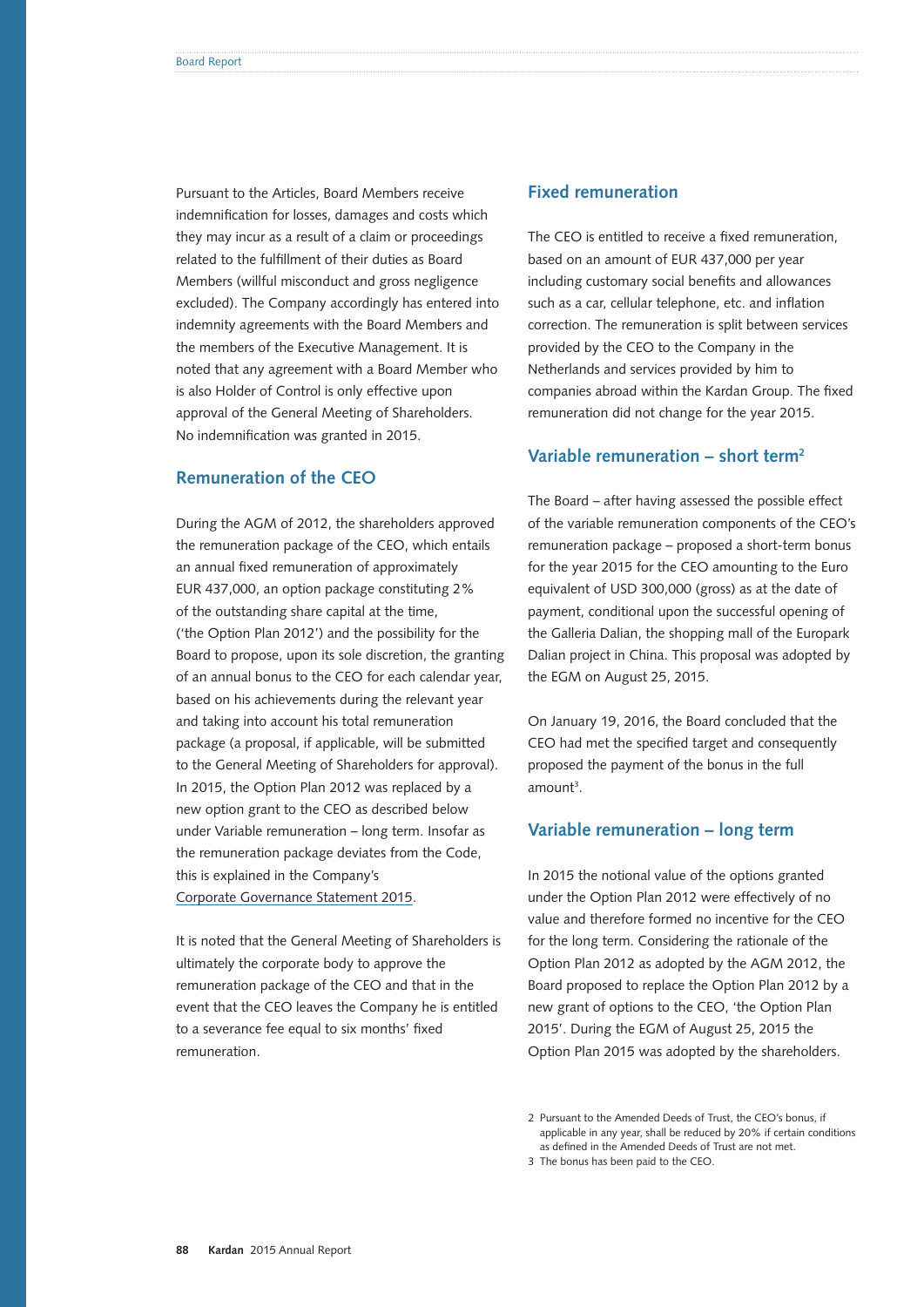Pursuant to the Articles, Board Members receive indemnification for losses, damages and costs which they may incur as a result of a claim or proceedings related to the fulfillment of their duties as Board Members (willful misconduct and gross negligence excluded). The Company accordingly has entered into indemnity agreements with the Board Members and the members of the Executive Management. It is noted that any agreement with a Board Member who is also Holder of Control is only effective upon approval of the General Meeting of Shareholders. No indemnification was granted in 2015.

## Remuneration of the CEO

During the AGM of 2012, the shareholders approved the remuneration package of the CEO, which entails an annual fixed remuneration of approximately EUR 437,000, an option package constituting 2% of the outstanding share capital at the time, ('the Option Plan 2012') and the possibility for the Board to propose, upon its sole discretion, the granting of an annual bonus to the CEO for each calendar year, based on his achievements during the relevant year and taking into account his total remuneration package (a proposal, if applicable, will be submitted to the General Meeting of Shareholders for approval). In 2015, the Option Plan 2012 was replaced by a new option grant to the CEO as described below under Variable remuneration – long term. Insofar as the remuneration package deviates from the Code, this is explained in the Company's Corporate Governance Statement 2015.

It is noted that the General Meeting of Shareholders is ultimately the corporate body to approve the remuneration package of the CEO and that in the event that the CEO leaves the Company he is entitled to a severance fee equal to six months' fixed remuneration.

## Fixed remuneration

The CEO is entitled to receive a fixed remuneration, based on an amount of EUR 437,000 per year including customary social benefits and allowances such as a car, cellular telephone, etc. and inflation correction. The remuneration is split between services provided by the CEO to the Company in the Netherlands and services provided by him to companies abroad within the Kardan Group. The fixed remuneration did not change for the year 2015.

## Variable remuneration – short term[2]

The Board – after having assessed the possible effect of the variable remuneration components of the CEO's remuneration package – proposed a short-term bonus for the year 2015 for the CEO amounting to the Euro equivalent of USD 300,000 (gross) as at the date of payment, conditional upon the successful opening of the Galleria Dalian, the shopping mall of the Europark Dalian project in China. This proposal was adopted by the EGM on August 25, 2015.

On January 19, 2016, the Board concluded that the CEO had met the specified target and consequently proposed the payment of the bonus in the full amount[3].

## Variable remuneration – long term

In 2015 the notional value of the options granted under the Option Plan 2012 were effectively of no value and therefore formed no incentive for the CEO for the long term. Considering the rationale of the Option Plan 2012 as adopted by the AGM 2012, the Board proposed to replace the Option Plan 2012 by a new grant of options to the CEO, 'the Option Plan 2015'. During the EGM of August 25, 2015 the Option Plan 2015 was adopted by the shareholders.

2 Pursuant to the Amended Deeds of Trust, the CEO's bonus, if applicable in any year, shall be reduced by 20% if certain conditions as defined in the Amended Deeds of Trust are not met.

3 The bonus has been paid to the CEO.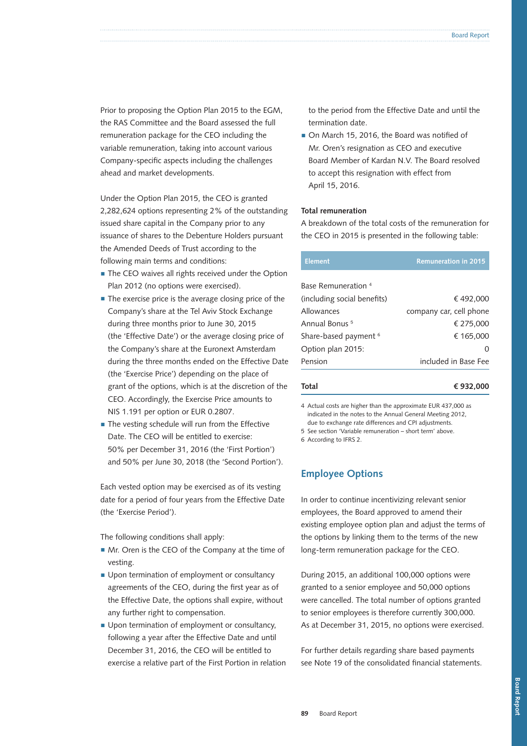Prior to proposing the Option Plan 2015 to the EGM, the RAS Committee and the Board assessed the full remuneration package for the CEO including the variable remuneration, taking into account various Company-specific aspects including the challenges ahead and market developments.

Under the Option Plan 2015, the CEO is granted 2,282,624 options representing 2% of the outstanding issued share capital in the Company prior to any issuance of shares to the Debenture Holders pursuant the Amended Deeds of Trust according to the following main terms and conditions:

- The CEO waives all rights received under the Option Plan 2012 (no options were exercised).
- The exercise price is the average closing price of the Company's share at the Tel Aviv Stock Exchange during three months prior to June 30, 2015 (the 'Effective Date') or the average closing price of the Company's share at the Euronext Amsterdam during the three months ended on the Effective Date (the 'Exercise Price') depending on the place of grant of the options, which is at the discretion of the CEO. Accordingly, the Exercise Price amounts to NIS 1.191 per option or EUR 0.2807.
- The vesting schedule will run from the Effective Date. The CEO will be entitled to exercise: 50% per December 31, 2016 (the 'First Portion') and 50% per June 30, 2018 (the 'Second Portion').

Each vested option may be exercised as of its vesting date for a period of four years from the Effective Date (the 'Exercise Period').

The following conditions shall apply:

- Mr. Oren is the CEO of the Company at the time of vesting.
- Upon termination of employment or consultancy agreements of the CEO, during the first year as of the Effective Date, the options shall expire, without any further right to compensation.
- Upon termination of employment or consultancy, following a year after the Effective Date and until December 31, 2016, the CEO will be entitled to exercise a relative part of the First Portion in relation to the period from the Effective Date and until the termination date.
- On March 15, 2016, the Board was notified of Mr. Oren's resignation as CEO and executive Board Member of Kardan N.V. The Board resolved to accept this resignation with effect from April 15, 2016.

**Total remuneration**

A breakdown of the total costs of the remuneration for the CEO in 2015 is presented in the following table:

| Element | Remuneration in 2015 |
|---|---|
| Base Remuneration [4] (including social benefits) | € 492,000 |
| Allowances | company car, cell phone |
| Annual Bonus [5] | € 275,000 |
| Share-based payment [6] | € 165,000 |
| Option plan 2015: | 0 |
| Pension | included in Base Fee |
| **Total** | **€ 932,000** |

4 Actual costs are higher than the approximate EUR 437,000 as indicated in the notes to the Annual General Meeting 2012, due to exchange rate differences and CPI adjustments.
5 See section 'Variable remuneration – short term' above.
6 According to IFRS 2.

## Employee Options

In order to continue incentivizing relevant senior employees, the Board approved to amend their existing employee option plan and adjust the terms of the options by linking them to the terms of the new long-term remuneration package for the CEO.

During 2015, an additional 100,000 options were granted to a senior employee and 50,000 options were cancelled. The total number of options granted to senior employees is therefore currently 300,000. As at December 31, 2015, no options were exercised.

For further details regarding share based payments see Note 19 of the consolidated financial statements.